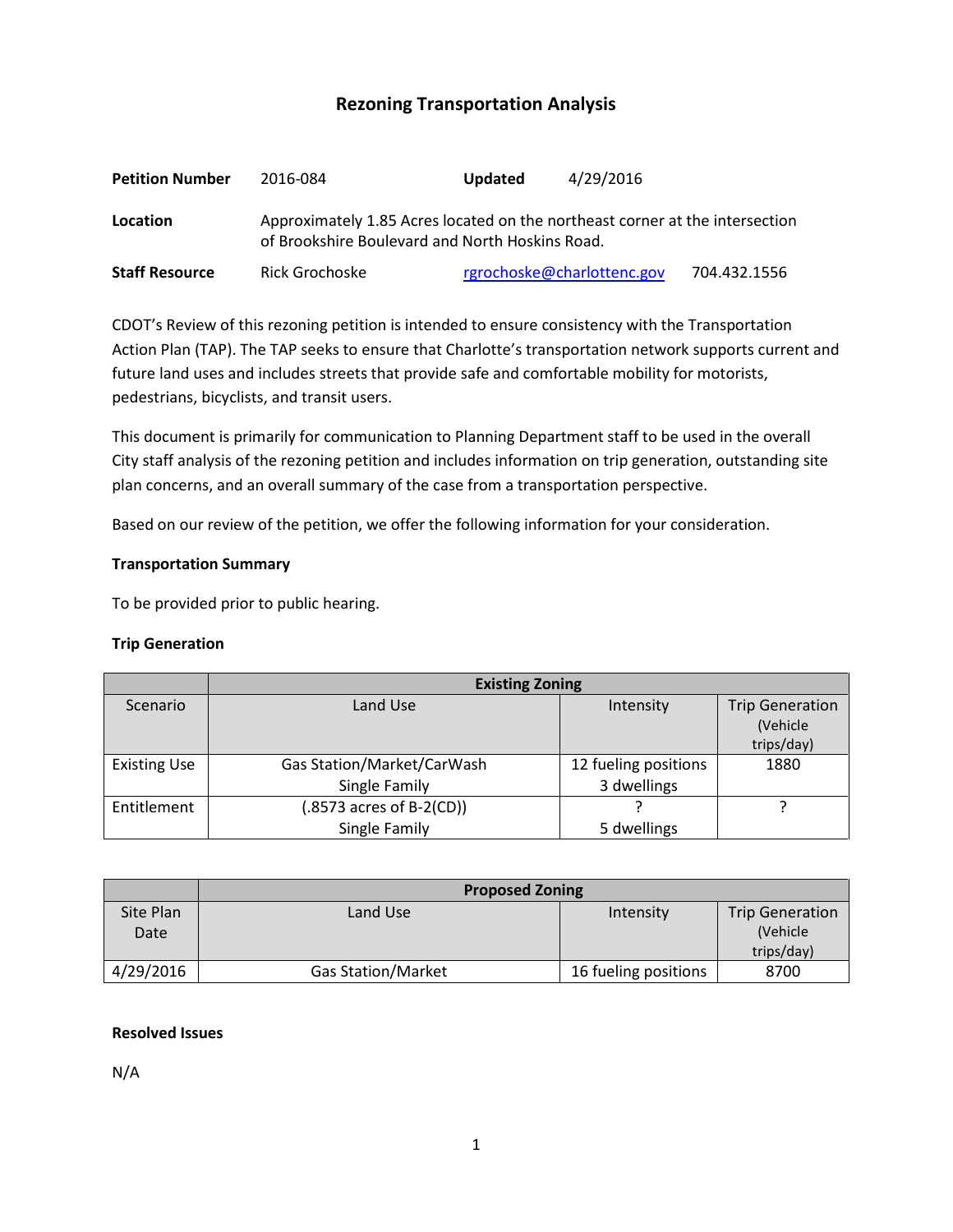# Rezoning Transportation Analysis

| | | | |
|---|---|---|---|
| **Petition Number** | 2016-084 | **Updated** | 4/29/2016 |
| **Location** | Approximately 1.85 Acres located on the northeast corner at the intersection of Brookshire Boulevard and North Hoskins Road. | | |
| **Staff Resource** | Rick Grochoske | rgrochoske@charlottenc.gov | 704.432.1556 |

CDOT's Review of this rezoning petition is intended to ensure consistency with the Transportation Action Plan (TAP). The TAP seeks to ensure that Charlotte's transportation network supports current and future land uses and includes streets that provide safe and comfortable mobility for motorists, pedestrians, bicyclists, and transit users.

This document is primarily for communication to Planning Department staff to be used in the overall City staff analysis of the rezoning petition and includes information on trip generation, outstanding site plan concerns, and an overall summary of the case from a transportation perspective.

Based on our review of the petition, we offer the following information for your consideration.

**Transportation Summary**

To be provided prior to public hearing.

**Trip Generation**

| | Existing Zoning | | |
|---|---|---|---|
| Scenario | Land Use | Intensity | Trip Generation (Vehicle trips/day) |
| Existing Use | Gas Station/Market/CarWash<br>Single Family | 12 fueling positions<br>3 dwellings | 1880 |
| Entitlement | (.8573 acres of B-2(CD))<br>Single Family | ?<br>5 dwellings | ? |

| | Proposed Zoning | | |
|---|---|---|---|
| Site Plan Date | Land Use | Intensity | Trip Generation (Vehicle trips/day) |
| 4/29/2016 | Gas Station/Market | 16 fueling positions | 8700 |

**Resolved Issues**

N/A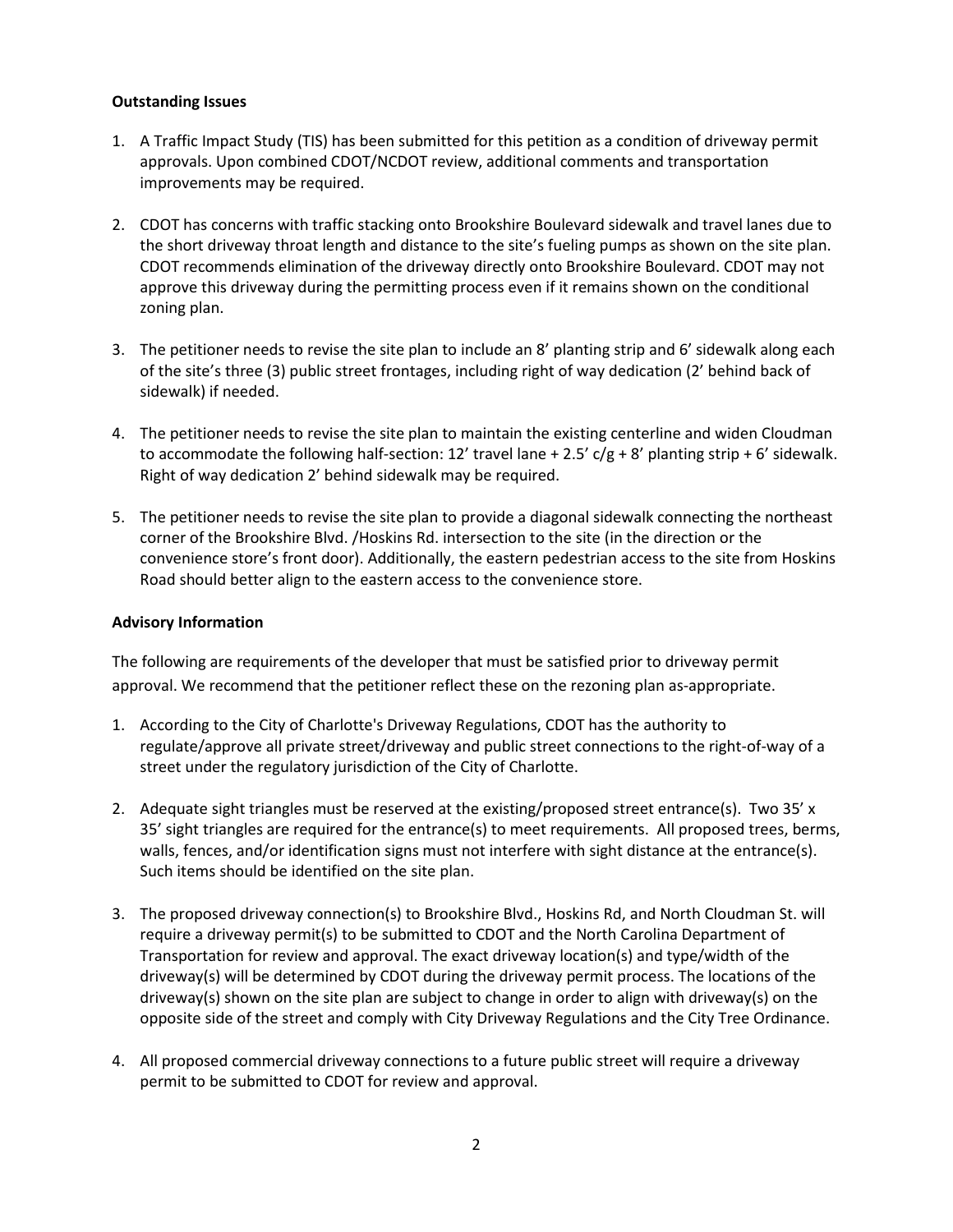**Outstanding Issues**

1. A Traffic Impact Study (TIS) has been submitted for this petition as a condition of driveway permit approvals. Upon combined CDOT/NCDOT review, additional comments and transportation improvements may be required.

2. CDOT has concerns with traffic stacking onto Brookshire Boulevard sidewalk and travel lanes due to the short driveway throat length and distance to the site's fueling pumps as shown on the site plan. CDOT recommends elimination of the driveway directly onto Brookshire Boulevard. CDOT may not approve this driveway during the permitting process even if it remains shown on the conditional zoning plan.

3. The petitioner needs to revise the site plan to include an 8' planting strip and 6' sidewalk along each of the site's three (3) public street frontages, including right of way dedication (2' behind back of sidewalk) if needed.

4. The petitioner needs to revise the site plan to maintain the existing centerline and widen Cloudman to accommodate the following half-section: 12' travel lane + 2.5' c/g + 8' planting strip + 6' sidewalk. Right of way dedication 2' behind sidewalk may be required.

5. The petitioner needs to revise the site plan to provide a diagonal sidewalk connecting the northeast corner of the Brookshire Blvd. /Hoskins Rd. intersection to the site (in the direction or the convenience store's front door). Additionally, the eastern pedestrian access to the site from Hoskins Road should better align to the eastern access to the convenience store.

**Advisory Information**

The following are requirements of the developer that must be satisfied prior to driveway permit approval. We recommend that the petitioner reflect these on the rezoning plan as-appropriate.

1. According to the City of Charlotte's Driveway Regulations, CDOT has the authority to regulate/approve all private street/driveway and public street connections to the right-of-way of a street under the regulatory jurisdiction of the City of Charlotte.

2. Adequate sight triangles must be reserved at the existing/proposed street entrance(s). Two 35' x 35' sight triangles are required for the entrance(s) to meet requirements. All proposed trees, berms, walls, fences, and/or identification signs must not interfere with sight distance at the entrance(s). Such items should be identified on the site plan.

3. The proposed driveway connection(s) to Brookshire Blvd., Hoskins Rd, and North Cloudman St. will require a driveway permit(s) to be submitted to CDOT and the North Carolina Department of Transportation for review and approval. The exact driveway location(s) and type/width of the driveway(s) will be determined by CDOT during the driveway permit process. The locations of the driveway(s) shown on the site plan are subject to change in order to align with driveway(s) on the opposite side of the street and comply with City Driveway Regulations and the City Tree Ordinance.

4. All proposed commercial driveway connections to a future public street will require a driveway permit to be submitted to CDOT for review and approval.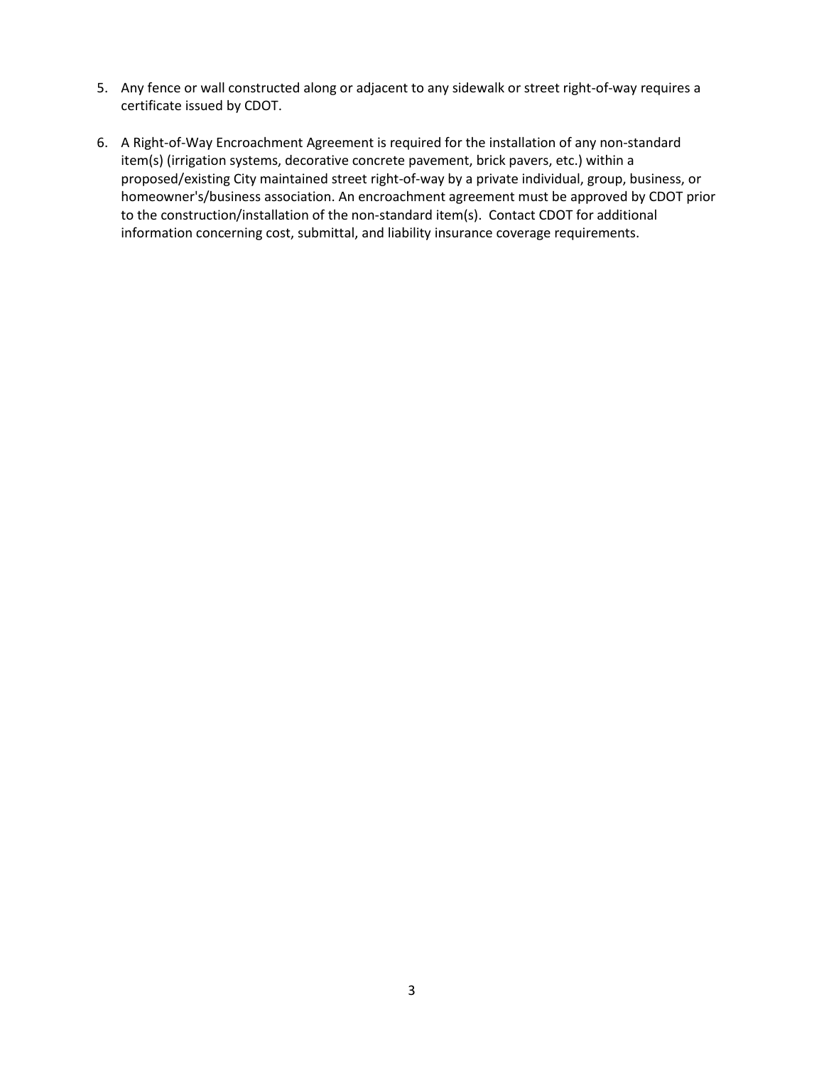5. Any fence or wall constructed along or adjacent to any sidewalk or street right-of-way requires a certificate issued by CDOT.

6. A Right-of-Way Encroachment Agreement is required for the installation of any non-standard item(s) (irrigation systems, decorative concrete pavement, brick pavers, etc.) within a proposed/existing City maintained street right-of-way by a private individual, group, business, or homeowner's/business association. An encroachment agreement must be approved by CDOT prior to the construction/installation of the non-standard item(s). Contact CDOT for additional information concerning cost, submittal, and liability insurance coverage requirements.